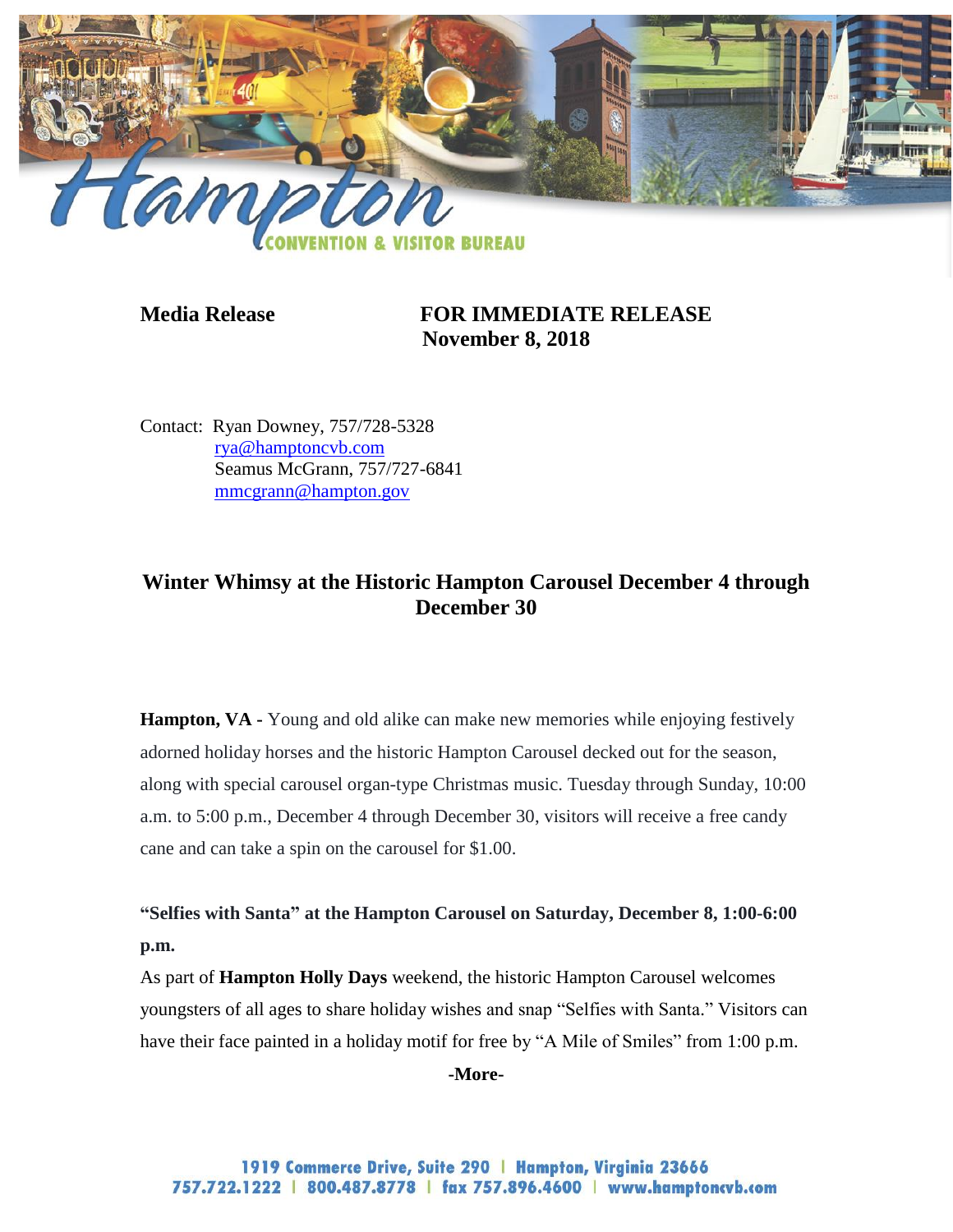Hampton CONVENTION & VISITOR BUREAU

**Media Release** **FOR IMMEDIATE RELEASE**
**November 8, 2018**

Contact: Ryan Downey, 757/728-5328
rya@hamptoncvb.com
Seamus McGrann, 757/727-6841
mmcgrann@hampton.gov

## Winter Whimsy at the Historic Hampton Carousel December 4 through December 30

**Hampton, VA -** Young and old alike can make new memories while enjoying festively adorned holiday horses and the historic Hampton Carousel decked out for the season, along with special carousel organ-type Christmas music. Tuesday through Sunday, 10:00 a.m. to 5:00 p.m., December 4 through December 30, visitors will receive a free candy cane and can take a spin on the carousel for $1.00.

**"Selfies with Santa" at the Hampton Carousel on Saturday, December 8, 1:00-6:00 p.m.**

As part of **Hampton Holly Days** weekend, the historic Hampton Carousel welcomes youngsters of all ages to share holiday wishes and snap "Selfies with Santa." Visitors can have their face painted in a holiday motif for free by "A Mile of Smiles" from 1:00 p.m.

-More-

1919 Commerce Drive, Suite 290 | Hampton, Virginia 23666
757.722.1222 | 800.487.8778 | fax 757.896.4600 | www.hamptoncvb.com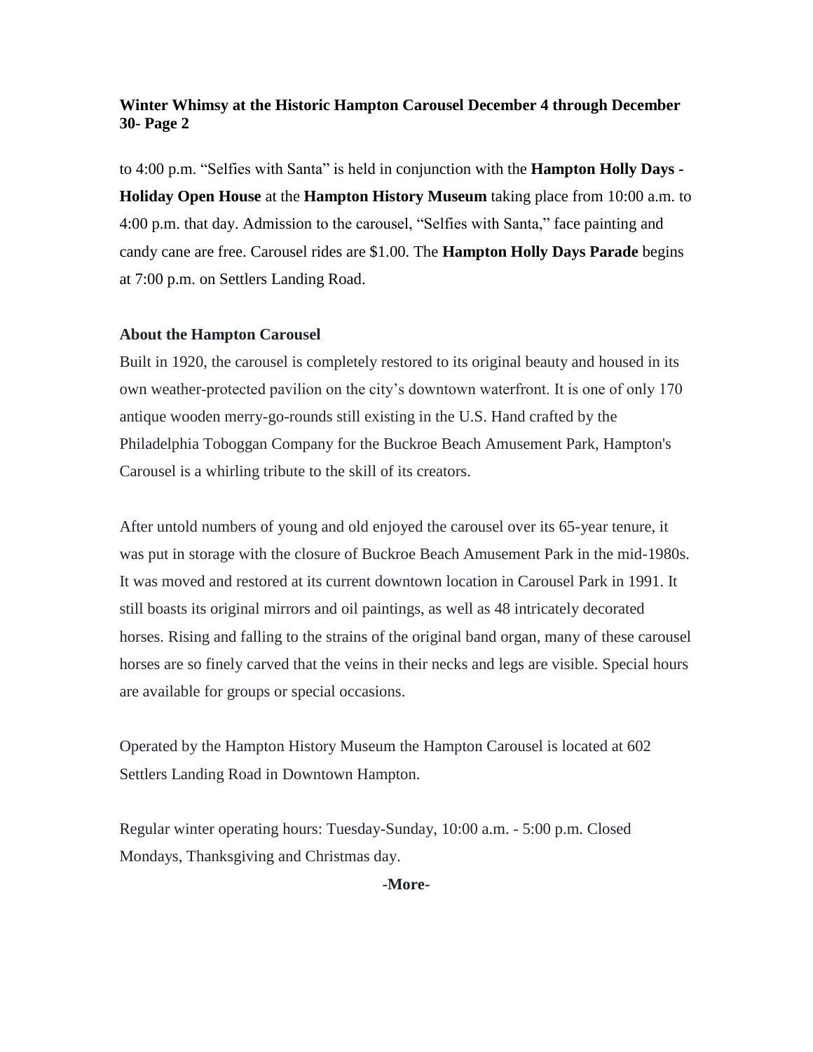to 4:00 p.m. "Selfies with Santa" is held in conjunction with the **Hampton Holly Days - Holiday Open House** at the **Hampton History Museum** taking place from 10:00 a.m. to 4:00 p.m. that day. Admission to the carousel, "Selfies with Santa," face painting and candy cane are free. Carousel rides are $1.00. The **Hampton Holly Days Parade** begins at 7:00 p.m. on Settlers Landing Road.

**About the Hampton Carousel**

Built in 1920, the carousel is completely restored to its original beauty and housed in its own weather-protected pavilion on the city's downtown waterfront. It is one of only 170 antique wooden merry-go-rounds still existing in the U.S. Hand crafted by the Philadelphia Toboggan Company for the Buckroe Beach Amusement Park, Hampton's Carousel is a whirling tribute to the skill of its creators.

After untold numbers of young and old enjoyed the carousel over its 65-year tenure, it was put in storage with the closure of Buckroe Beach Amusement Park in the mid-1980s. It was moved and restored at its current downtown location in Carousel Park in 1991. It still boasts its original mirrors and oil paintings, as well as 48 intricately decorated horses. Rising and falling to the strains of the original band organ, many of these carousel horses are so finely carved that the veins in their necks and legs are visible. Special hours are available for groups or special occasions.

Operated by the Hampton History Museum the Hampton Carousel is located at 602 Settlers Landing Road in Downtown Hampton.

Regular winter operating hours: Tuesday-Sunday, 10:00 a.m. - 5:00 p.m. Closed Mondays, Thanksgiving and Christmas day.

**-More-**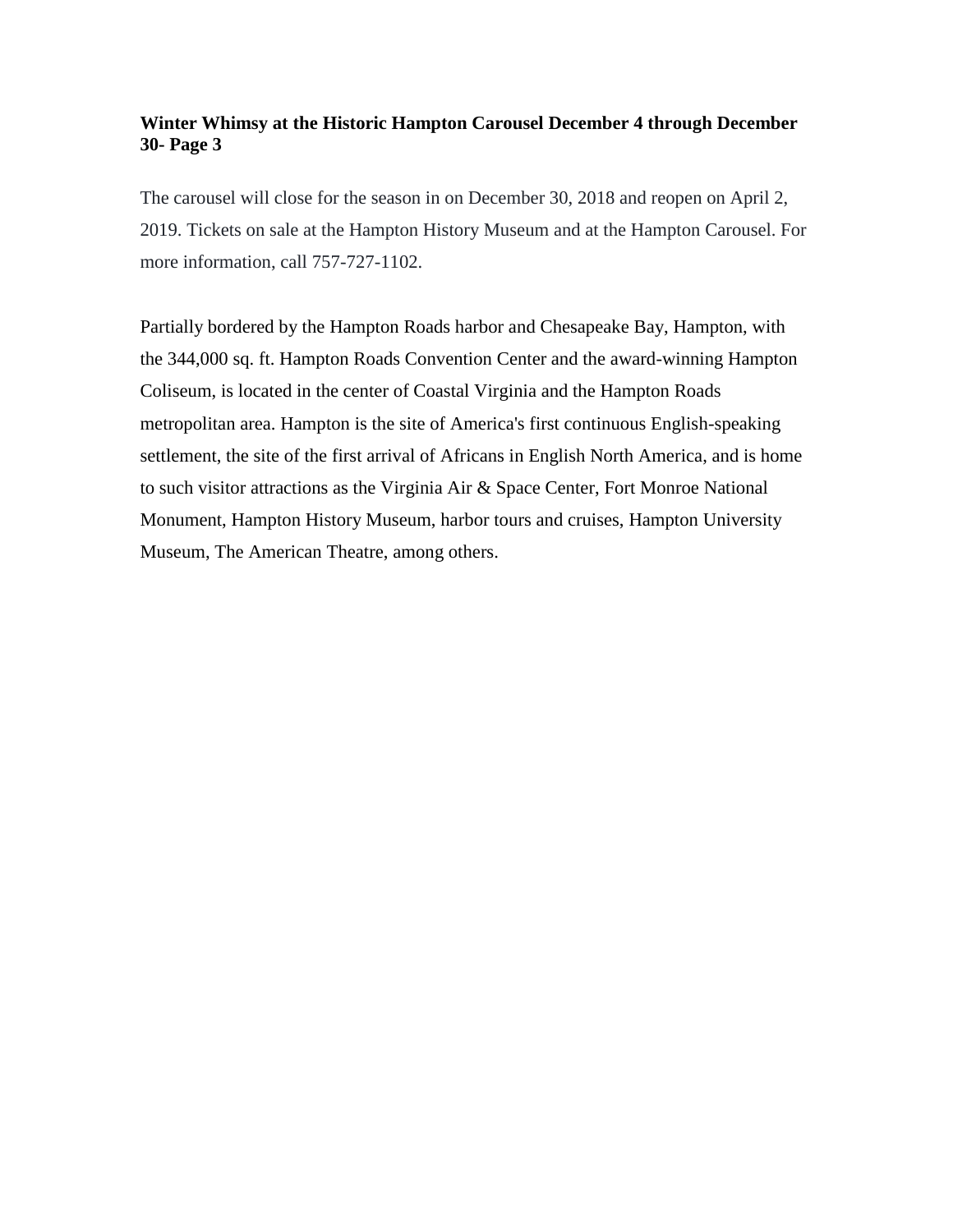**Winter Whimsy at the Historic Hampton Carousel December 4 through December 30- Page 3**

The carousel will close for the season in on December 30, 2018 and reopen on April 2, 2019. Tickets on sale at the Hampton History Museum and at the Hampton Carousel. For more information, call 757-727-1102.

Partially bordered by the Hampton Roads harbor and Chesapeake Bay, Hampton, with the 344,000 sq. ft. Hampton Roads Convention Center and the award-winning Hampton Coliseum, is located in the center of Coastal Virginia and the Hampton Roads metropolitan area. Hampton is the site of America's first continuous English-speaking settlement, the site of the first arrival of Africans in English North America, and is home to such visitor attractions as the Virginia Air & Space Center, Fort Monroe National Monument, Hampton History Museum, harbor tours and cruises, Hampton University Museum, The American Theatre, among others.